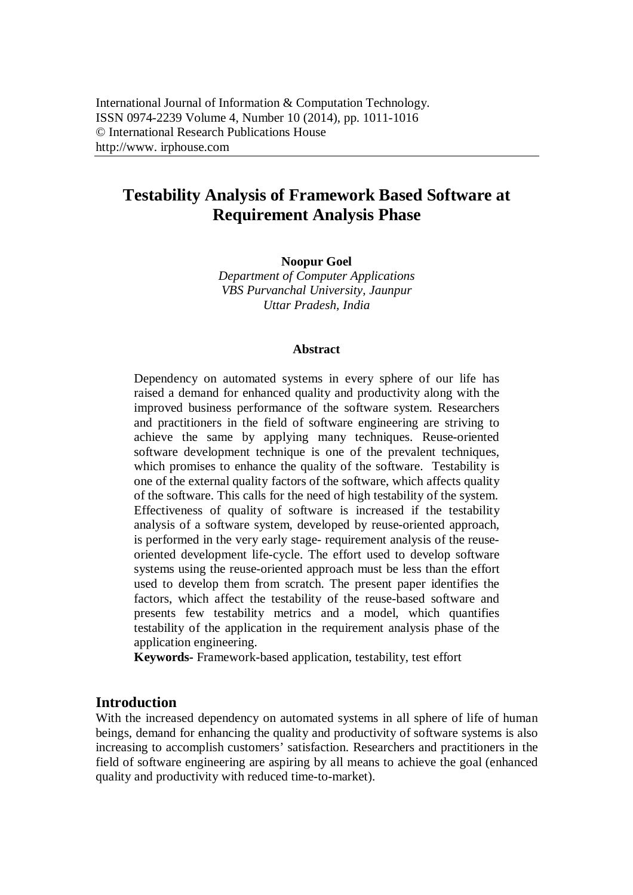International Journal of Information & Computation Technology.
ISSN 0974-2239 Volume 4, Number 10 (2014), pp. 1011-1016
© International Research Publications House
http://www. irphouse.com

# Testability Analysis of Framework Based Software at Requirement Analysis Phase

**Noopur Goel**

*Department of Computer Applications*
*VBS Purvanchal University, Jaunpur*
*Uttar Pradesh, India*

### Abstract

Dependency on automated systems in every sphere of our life has raised a demand for enhanced quality and productivity along with the improved business performance of the software system. Researchers and practitioners in the field of software engineering are striving to achieve the same by applying many techniques. Reuse-oriented software development technique is one of the prevalent techniques, which promises to enhance the quality of the software. Testability is one of the external quality factors of the software, which affects quality of the software. This calls for the need of high testability of the system. Effectiveness of quality of software is increased if the testability analysis of a software system, developed by reuse-oriented approach, is performed in the very early stage- requirement analysis of the reuse-oriented development life-cycle. The effort used to develop software systems using the reuse-oriented approach must be less than the effort used to develop them from scratch. The present paper identifies the factors, which affect the testability of the reuse-based software and presents few testability metrics and a model, which quantifies testability of the application in the requirement analysis phase of the application engineering.

**Keywords-** Framework-based application, testability, test effort

## Introduction

With the increased dependency on automated systems in all sphere of life of human beings, demand for enhancing the quality and productivity of software systems is also increasing to accomplish customers' satisfaction. Researchers and practitioners in the field of software engineering are aspiring by all means to achieve the goal (enhanced quality and productivity with reduced time-to-market).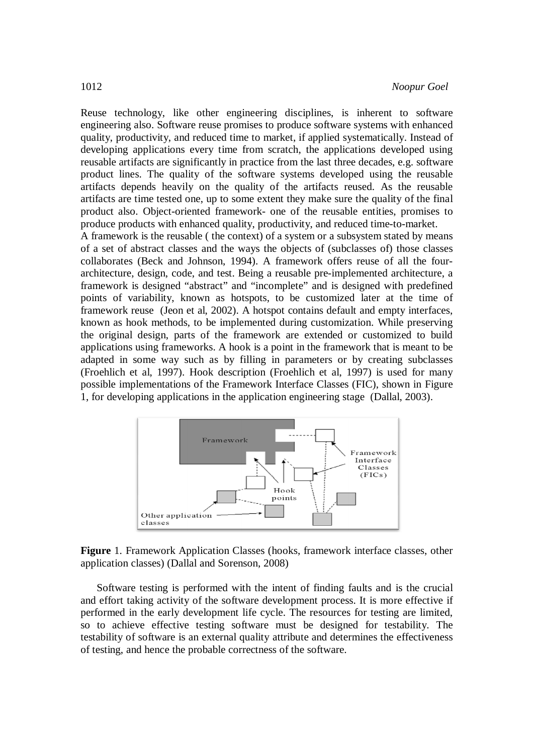Reuse technology, like other engineering disciplines, is inherent to software engineering also. Software reuse promises to produce software systems with enhanced quality, productivity, and reduced time to market, if applied systematically. Instead of developing applications every time from scratch, the applications developed using reusable artifacts are significantly in practice from the last three decades, e.g. software product lines. The quality of the software systems developed using the reusable artifacts depends heavily on the quality of the artifacts reused. As the reusable artifacts are time tested one, up to some extent they make sure the quality of the final product also. Object-oriented framework- one of the reusable entities, promises to produce products with enhanced quality, productivity, and reduced time-to-market.
A framework is the reusable ( the context) of a system or a subsystem stated by means of a set of abstract classes and the ways the objects of (subclasses of) those classes collaborates (Beck and Johnson, 1994). A framework offers reuse of all the four- architecture, design, code, and test. Being a reusable pre-implemented architecture, a framework is designed "abstract" and "incomplete" and is designed with predefined points of variability, known as hotspots, to be customized later at the time of framework reuse (Jeon et al, 2002). A hotspot contains default and empty interfaces, known as hook methods, to be implemented during customization. While preserving the original design, parts of the framework are extended or customized to build applications using frameworks. A hook is a point in the framework that is meant to be adapted in some way such as by filling in parameters or by creating subclasses (Froehlich et al, 1997). Hook description (Froehlich et al, 1997) is used for many possible implementations of the Framework Interface Classes (FIC), shown in Figure 1, for developing applications in the application engineering stage (Dallal, 2003).

**Figure** 1. Framework Application Classes (hooks, framework interface classes, other application classes) (Dallal and Sorenson, 2008)

Software testing is performed with the intent of finding faults and is the crucial and effort taking activity of the software development process. It is more effective if performed in the early development life cycle. The resources for testing are limited, so to achieve effective testing software must be designed for testability. The testability of software is an external quality attribute and determines the effectiveness of testing, and hence the probable correctness of the software.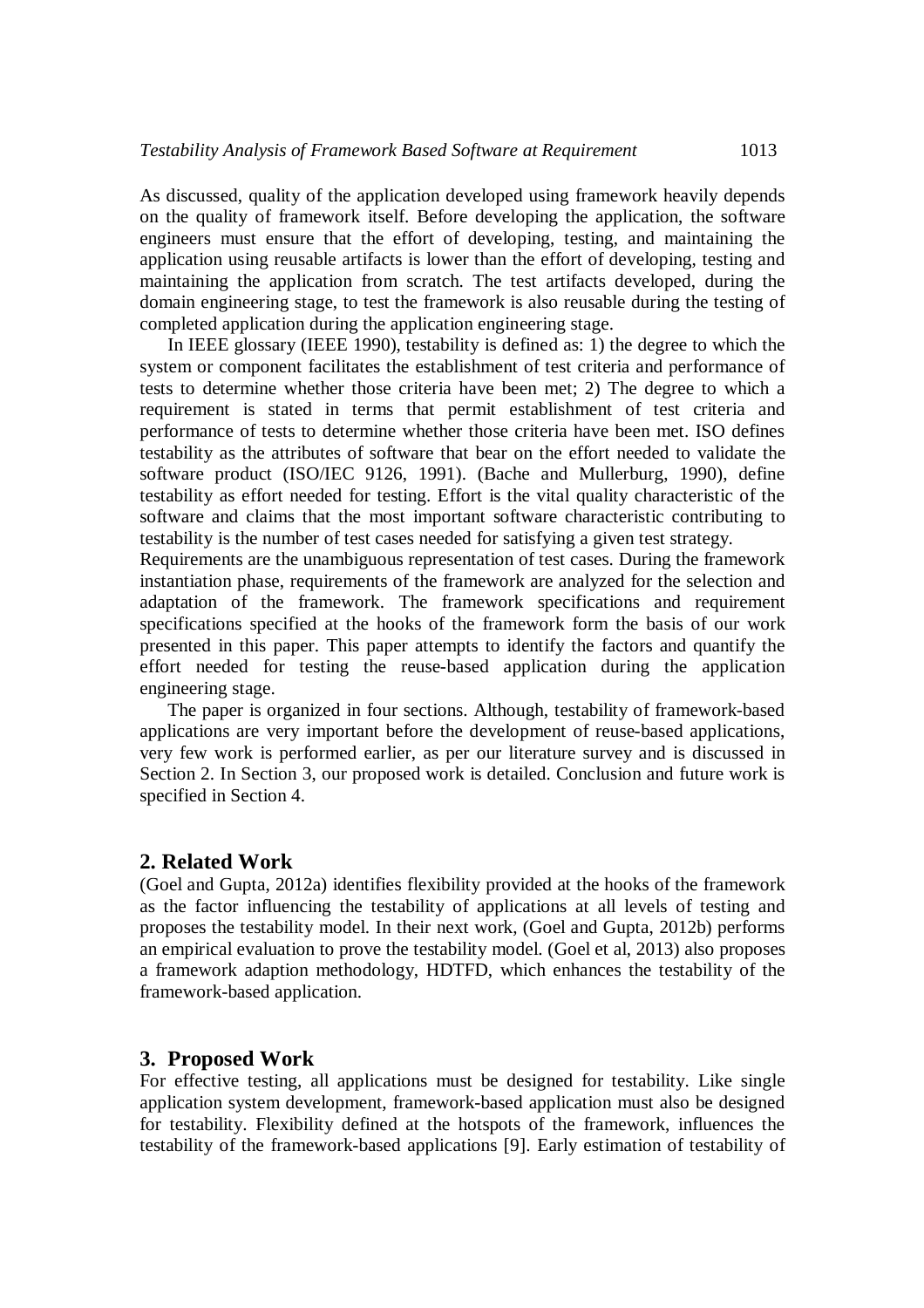As discussed, quality of the application developed using framework heavily depends on the quality of framework itself. Before developing the application, the software engineers must ensure that the effort of developing, testing, and maintaining the application using reusable artifacts is lower than the effort of developing, testing and maintaining the application from scratch. The test artifacts developed, during the domain engineering stage, to test the framework is also reusable during the testing of completed application during the application engineering stage.

In IEEE glossary (IEEE 1990), testability is defined as: 1) the degree to which the system or component facilitates the establishment of test criteria and performance of tests to determine whether those criteria have been met; 2) The degree to which a requirement is stated in terms that permit establishment of test criteria and performance of tests to determine whether those criteria have been met. ISO defines testability as the attributes of software that bear on the effort needed to validate the software product (ISO/IEC 9126, 1991). (Bache and Mullerburg, 1990), define testability as effort needed for testing. Effort is the vital quality characteristic of the software and claims that the most important software characteristic contributing to testability is the number of test cases needed for satisfying a given test strategy.

Requirements are the unambiguous representation of test cases. During the framework instantiation phase, requirements of the framework are analyzed for the selection and adaptation of the framework. The framework specifications and requirement specifications specified at the hooks of the framework form the basis of our work presented in this paper. This paper attempts to identify the factors and quantify the effort needed for testing the reuse-based application during the application engineering stage.

The paper is organized in four sections. Although, testability of framework-based applications are very important before the development of reuse-based applications, very few work is performed earlier, as per our literature survey and is discussed in Section 2. In Section 3, our proposed work is detailed. Conclusion and future work is specified in Section 4.

## 2. Related Work

(Goel and Gupta, 2012a) identifies flexibility provided at the hooks of the framework as the factor influencing the testability of applications at all levels of testing and proposes the testability model. In their next work, (Goel and Gupta, 2012b) performs an empirical evaluation to prove the testability model. (Goel et al, 2013) also proposes a framework adaption methodology, HDTFD, which enhances the testability of the framework-based application.

## 3. Proposed Work

For effective testing, all applications must be designed for testability. Like single application system development, framework-based application must also be designed for testability. Flexibility defined at the hotspots of the framework, influences the testability of the framework-based applications [9]. Early estimation of testability of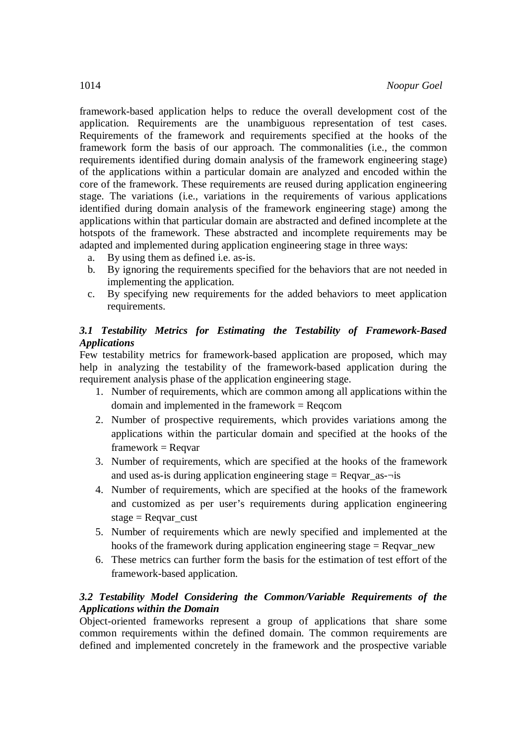framework-based application helps to reduce the overall development cost of the application. Requirements are the unambiguous representation of test cases. Requirements of the framework and requirements specified at the hooks of the framework form the basis of our approach. The commonalities (i.e., the common requirements identified during domain analysis of the framework engineering stage) of the applications within a particular domain are analyzed and encoded within the core of the framework. These requirements are reused during application engineering stage. The variations (i.e., variations in the requirements of various applications identified during domain analysis of the framework engineering stage) among the applications within that particular domain are abstracted and defined incomplete at the hotspots of the framework. These abstracted and incomplete requirements may be adapted and implemented during application engineering stage in three ways:

a. By using them as defined i.e. as-is.
b. By ignoring the requirements specified for the behaviors that are not needed in implementing the application.
c. By specifying new requirements for the added behaviors to meet application requirements.

### *3.1 Testability Metrics for Estimating the Testability of Framework-Based Applications*

Few testability metrics for framework-based application are proposed, which may help in analyzing the testability of the framework-based application during the requirement analysis phase of the application engineering stage.

1. Number of requirements, which are common among all applications within the domain and implemented in the framework = Reqcom
2. Number of prospective requirements, which provides variations among the applications within the particular domain and specified at the hooks of the framework = Reqvar
3. Number of requirements, which are specified at the hooks of the framework and used as-is during application engineering stage = Reqvar_as-¬is
4. Number of requirements, which are specified at the hooks of the framework and customized as per user's requirements during application engineering stage = Reqvar_cust
5. Number of requirements which are newly specified and implemented at the hooks of the framework during application engineering stage = Reqvar_new
6. These metrics can further form the basis for the estimation of test effort of the framework-based application.

### *3.2 Testability Model Considering the Common/Variable Requirements of the Applications within the Domain*

Object-oriented frameworks represent a group of applications that share some common requirements within the defined domain. The common requirements are defined and implemented concretely in the framework and the prospective variable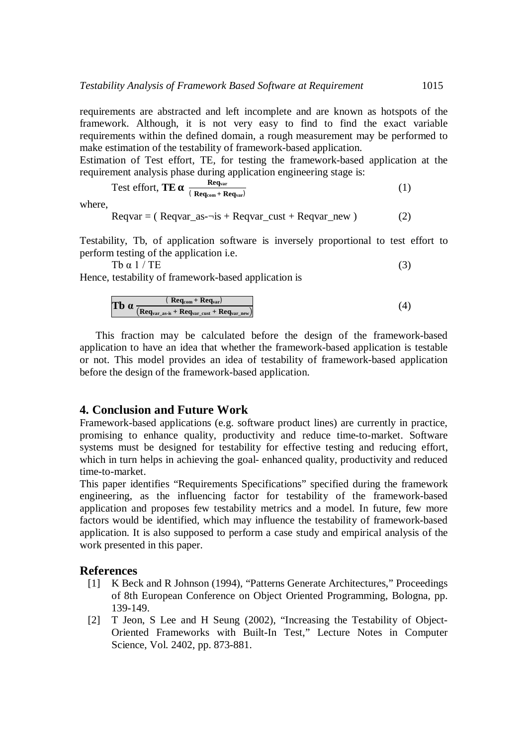requirements are abstracted and left incomplete and are known as hotspots of the framework. Although, it is not very easy to find to find the exact variable requirements within the defined domain, a rough measurement may be performed to make estimation of the testability of framework-based application.

Estimation of Test effort, TE, for testing the framework-based application at the requirement analysis phase during application engineering stage is:

$$\text{Test effort, } \mathbf{TE} \ \boldsymbol{\alpha} \ \frac{\mathbf{Req_{var}}}{(\mathbf{Req_{com}} + \mathbf{Req_{var}})} \quad (1)$$

where,

$$\text{Reqvar} = (\text{ Reqvar\_as-¬is} + \text{Reqvar\_cust} + \text{Reqvar\_new }) \quad (2)$$

Testability, Tb, of application software is inversely proportional to test effort to perform testing of the application i.e.

$$\text{Tb } \alpha \ 1 / \text{TE} \quad (3)$$

Hence, testability of framework-based application is

$$\mathbf{Tb} \ \boldsymbol{\alpha} \ \frac{(\mathbf{Req_{com}} + \mathbf{Req_{var}})}{(\mathbf{Req_{var\_as\text{-}is}} + \mathbf{Req_{var\_cust}} + \mathbf{Req_{var\_new}})} \quad (4)$$

This fraction may be calculated before the design of the framework-based application to have an idea that whether the framework-based application is testable or not. This model provides an idea of testability of framework-based application before the design of the framework-based application.

## 4. Conclusion and Future Work

Framework-based applications (e.g. software product lines) are currently in practice, promising to enhance quality, productivity and reduce time-to-market. Software systems must be designed for testability for effective testing and reducing effort, which in turn helps in achieving the goal- enhanced quality, productivity and reduced time-to-market.

This paper identifies "Requirements Specifications" specified during the framework engineering, as the influencing factor for testability of the framework-based application and proposes few testability metrics and a model. In future, few more factors would be identified, which may influence the testability of framework-based application. It is also supposed to perform a case study and empirical analysis of the work presented in this paper.

## References

[1] K Beck and R Johnson (1994), "Patterns Generate Architectures," Proceedings of 8th European Conference on Object Oriented Programming, Bologna, pp. 139-149.

[2] T Jeon, S Lee and H Seung (2002), "Increasing the Testability of Object-Oriented Frameworks with Built-In Test," Lecture Notes in Computer Science, Vol. 2402, pp. 873-881.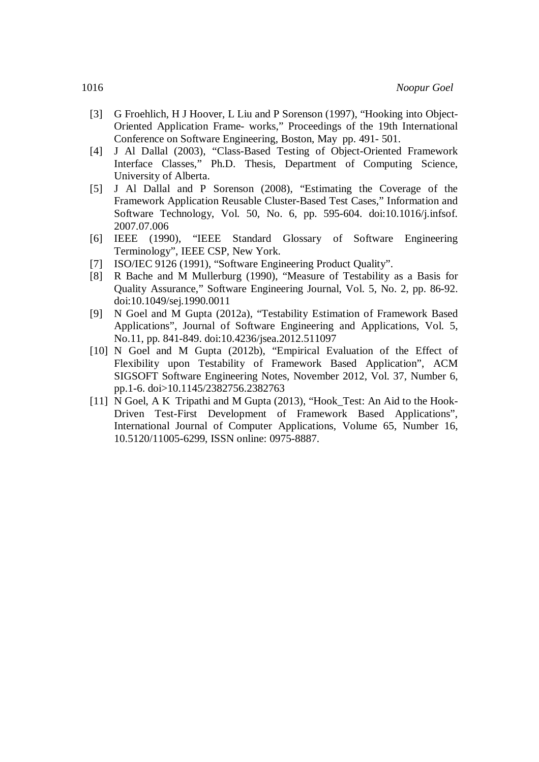[3] G Froehlich, H J Hoover, L Liu and P Sorenson (1997), "Hooking into Object-Oriented Application Frame- works," Proceedings of the 19th International Conference on Software Engineering, Boston, May pp. 491- 501.

[4] J Al Dallal (2003), "Class-Based Testing of Object-Oriented Framework Interface Classes," Ph.D. Thesis, Department of Computing Science, University of Alberta.

[5] J Al Dallal and P Sorenson (2008), "Estimating the Coverage of the Framework Application Reusable Cluster-Based Test Cases," Information and Software Technology, Vol. 50, No. 6, pp. 595-604. doi:10.1016/j.infsof. 2007.07.006

[6] IEEE (1990), "IEEE Standard Glossary of Software Engineering Terminology", IEEE CSP, New York.

[7] ISO/IEC 9126 (1991), "Software Engineering Product Quality".

[8] R Bache and M Mullerburg (1990), "Measure of Testability as a Basis for Quality Assurance," Software Engineering Journal, Vol. 5, No. 2, pp. 86-92. doi:10.1049/sej.1990.0011

[9] N Goel and M Gupta (2012a), "Testability Estimation of Framework Based Applications", Journal of Software Engineering and Applications, Vol. 5, No.11, pp. 841-849. doi:10.4236/jsea.2012.511097

[10] N Goel and M Gupta (2012b), "Empirical Evaluation of the Effect of Flexibility upon Testability of Framework Based Application", ACM SIGSOFT Software Engineering Notes, November 2012, Vol. 37, Number 6, pp.1-6. doi>10.1145/2382756.2382763

[11] N Goel, A K Tripathi and M Gupta (2013), "Hook_Test: An Aid to the Hook-Driven Test-First Development of Framework Based Applications", International Journal of Computer Applications, Volume 65, Number 16, 10.5120/11005-6299, ISSN online: 0975-8887.